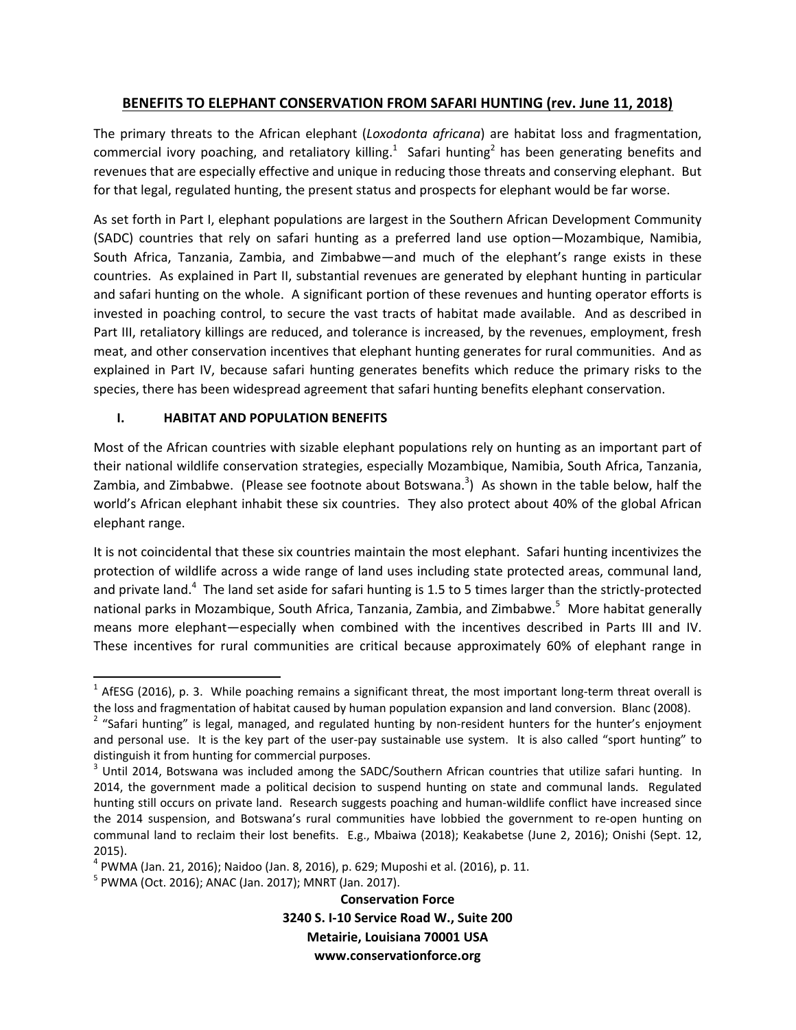# BENEFITS TO ELEPHANT CONSERVATION FROM SAFARI HUNTING (rev. June 11, 2018)

The primary threats to the African elephant (*Loxodonta africana*) are habitat loss and fragmentation, commercial ivory poaching, and retaliatory killing.[1] Safari hunting[2] has been generating benefits and revenues that are especially effective and unique in reducing those threats and conserving elephant. But for that legal, regulated hunting, the present status and prospects for elephant would be far worse.

As set forth in Part I, elephant populations are largest in the Southern African Development Community (SADC) countries that rely on safari hunting as a preferred land use option—Mozambique, Namibia, South Africa, Tanzania, Zambia, and Zimbabwe—and much of the elephant's range exists in these countries. As explained in Part II, substantial revenues are generated by elephant hunting in particular and safari hunting on the whole. A significant portion of these revenues and hunting operator efforts is invested in poaching control, to secure the vast tracts of habitat made available. And as described in Part III, retaliatory killings are reduced, and tolerance is increased, by the revenues, employment, fresh meat, and other conservation incentives that elephant hunting generates for rural communities. And as explained in Part IV, because safari hunting generates benefits which reduce the primary risks to the species, there has been widespread agreement that safari hunting benefits elephant conservation.

## I. HABITAT AND POPULATION BENEFITS

Most of the African countries with sizable elephant populations rely on hunting as an important part of their national wildlife conservation strategies, especially Mozambique, Namibia, South Africa, Tanzania, Zambia, and Zimbabwe. (Please see footnote about Botswana.[3]) As shown in the table below, half the world's African elephant inhabit these six countries. They also protect about 40% of the global African elephant range.

It is not coincidental that these six countries maintain the most elephant. Safari hunting incentivizes the protection of wildlife across a wide range of land uses including state protected areas, communal land, and private land.[4] The land set aside for safari hunting is 1.5 to 5 times larger than the strictly-protected national parks in Mozambique, South Africa, Tanzania, Zambia, and Zimbabwe.[5] More habitat generally means more elephant—especially when combined with the incentives described in Parts III and IV. These incentives for rural communities are critical because approximately 60% of elephant range in

---

[1] AfESG (2016), p. 3. While poaching remains a significant threat, the most important long-term threat overall is the loss and fragmentation of habitat caused by human population expansion and land conversion. Blanc (2008).

[2] "Safari hunting" is legal, managed, and regulated hunting by non-resident hunters for the hunter's enjoyment and personal use. It is the key part of the user-pay sustainable use system. It is also called "sport hunting" to distinguish it from hunting for commercial purposes.

[3] Until 2014, Botswana was included among the SADC/Southern African countries that utilize safari hunting. In 2014, the government made a political decision to suspend hunting on state and communal lands. Regulated hunting still occurs on private land. Research suggests poaching and human-wildlife conflict have increased since the 2014 suspension, and Botswana's rural communities have lobbied the government to re-open hunting on communal land to reclaim their lost benefits. E.g., Mbaiwa (2018); Keakabetse (June 2, 2016); Onishi (Sept. 12, 2015).

[4] PWMA (Jan. 21, 2016); Naidoo (Jan. 8, 2016), p. 629; Muposhi et al. (2016), p. 11.

[5] PWMA (Oct. 2016); ANAC (Jan. 2017); MNRT (Jan. 2017).

**Conservation Force**
**3240 S. I-10 Service Road W., Suite 200**
**Metairie, Louisiana 70001 USA**
**www.conservationforce.org**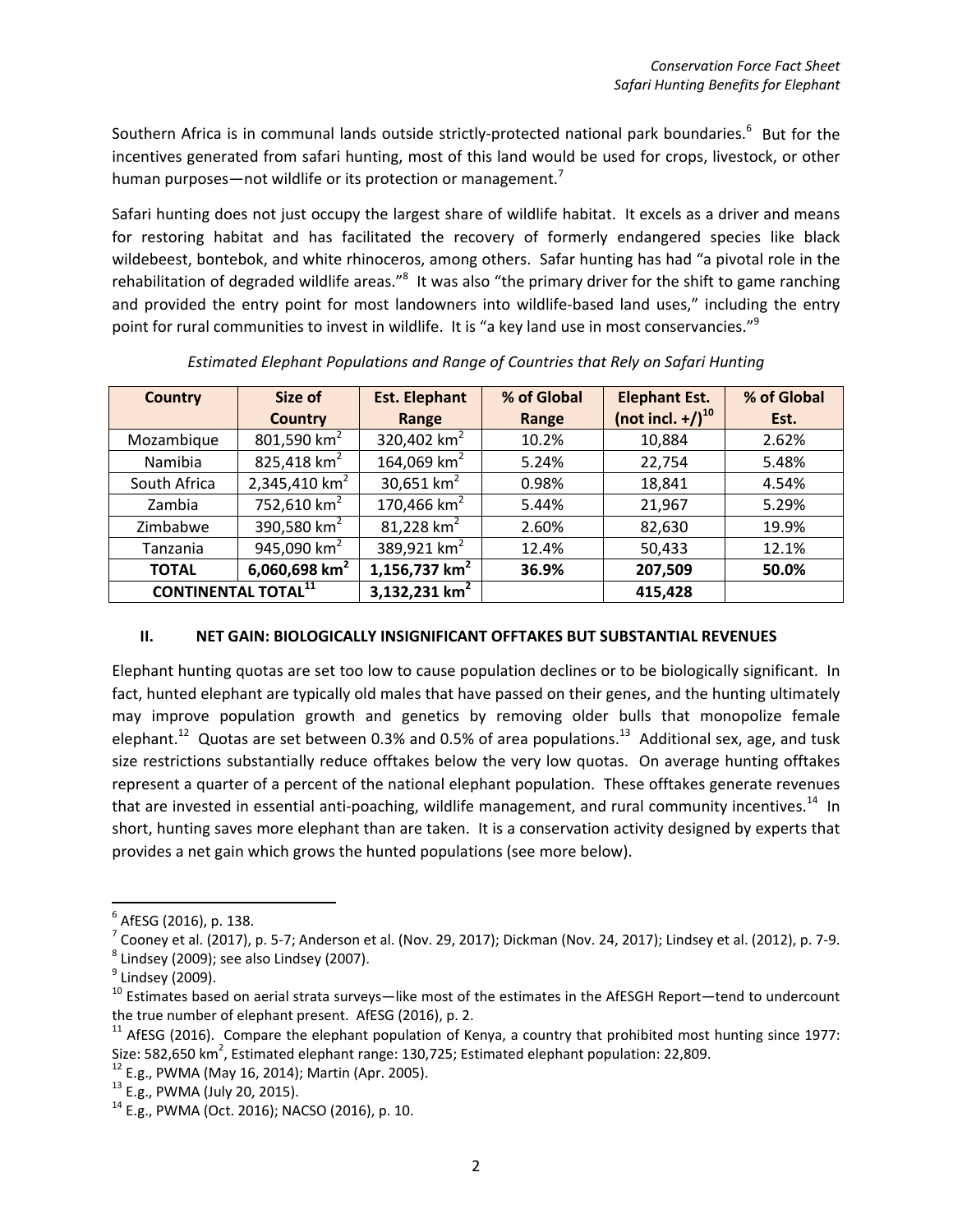Southern Africa is in communal lands outside strictly-protected national park boundaries.[6] But for the incentives generated from safari hunting, most of this land would be used for crops, livestock, or other human purposes—not wildlife or its protection or management.[7]

Safari hunting does not just occupy the largest share of wildlife habitat. It excels as a driver and means for restoring habitat and has facilitated the recovery of formerly endangered species like black wildebeest, bontebok, and white rhinoceros, among others. Safar hunting has had "a pivotal role in the rehabilitation of degraded wildlife areas."[8] It was also "the primary driver for the shift to game ranching and provided the entry point for most landowners into wildlife-based land uses," including the entry point for rural communities to invest in wildlife. It is "a key land use in most conservancies."[9]

*Estimated Elephant Populations and Range of Countries that Rely on Safari Hunting*

| Country | Size of Country | Est. Elephant Range | % of Global Range | Elephant Est. (not incl. +/)[10] | % of Global Est. |
|---|---|---|---|---|---|
| Mozambique | 801,590 km$^2$ | 320,402 km$^2$ | 10.2% | 10,884 | 2.62% |
| Namibia | 825,418 km$^2$ | 164,069 km$^2$ | 5.24% | 22,754 | 5.48% |
| South Africa | 2,345,410 km$^2$ | 30,651 km$^2$ | 0.98% | 18,841 | 4.54% |
| Zambia | 752,610 km$^2$ | 170,466 km$^2$ | 5.44% | 21,967 | 5.29% |
| Zimbabwe | 390,580 km$^2$ | 81,228 km$^2$ | 2.60% | 82,630 | 19.9% |
| Tanzania | 945,090 km$^2$ | 389,921 km$^2$ | 12.4% | 50,433 | 12.1% |
| **TOTAL** | **6,060,698 km$^2$** | **1,156,737 km$^2$** | **36.9%** | **207,509** | **50.0%** |
| **CONTINENTAL TOTAL[11]** | | **3,132,231 km$^2$** | | **415,428** | |

## II. NET GAIN: BIOLOGICALLY INSIGNIFICANT OFFTAKES BUT SUBSTANTIAL REVENUES

Elephant hunting quotas are set too low to cause population declines or to be biologically significant. In fact, hunted elephant are typically old males that have passed on their genes, and the hunting ultimately may improve population growth and genetics by removing older bulls that monopolize female elephant.[12] Quotas are set between 0.3% and 0.5% of area populations.[13] Additional sex, age, and tusk size restrictions substantially reduce offtakes below the very low quotas. On average hunting offtakes represent a quarter of a percent of the national elephant population. These offtakes generate revenues that are invested in essential anti-poaching, wildlife management, and rural community incentives.[14] In short, hunting saves more elephant than are taken. It is a conservation activity designed by experts that provides a net gain which grows the hunted populations (see more below).

---

[6] AfESG (2016), p. 138.

[7] Cooney et al. (2017), p. 5-7; Anderson et al. (Nov. 29, 2017); Dickman (Nov. 24, 2017); Lindsey et al. (2012), p. 7-9.

[8] Lindsey (2009); see also Lindsey (2007).

[9] Lindsey (2009).

[10] Estimates based on aerial strata surveys—like most of the estimates in the AfESGH Report—tend to undercount the true number of elephant present. AfESG (2016), p. 2.

[11] AfESG (2016). Compare the elephant population of Kenya, a country that prohibited most hunting since 1977: Size: 582,650 km$^2$, Estimated elephant range: 130,725; Estimated elephant population: 22,809.

[12] E.g., PWMA (May 16, 2014); Martin (Apr. 2005).

[13] E.g., PWMA (July 20, 2015).

[14] E.g., PWMA (Oct. 2016); NACSO (2016), p. 10.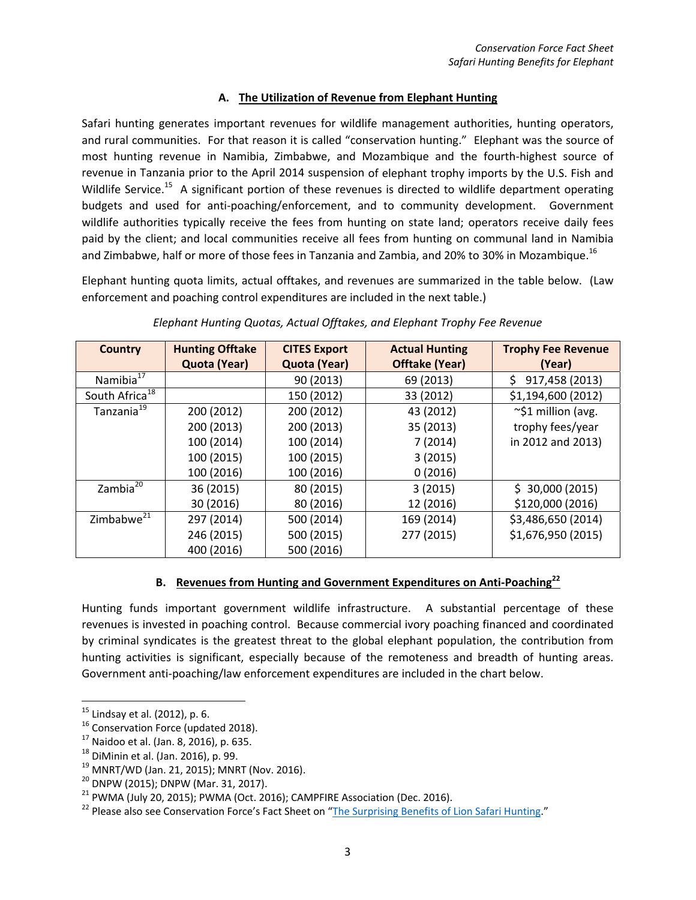### A. The Utilization of Revenue from Elephant Hunting

Safari hunting generates important revenues for wildlife management authorities, hunting operators, and rural communities. For that reason it is called "conservation hunting." Elephant was the source of most hunting revenue in Namibia, Zimbabwe, and Mozambique and the fourth-highest source of revenue in Tanzania prior to the April 2014 suspension of elephant trophy imports by the U.S. Fish and Wildlife Service.[15] A significant portion of these revenues is directed to wildlife department operating budgets and used for anti-poaching/enforcement, and to community development. Government wildlife authorities typically receive the fees from hunting on state land; operators receive daily fees paid by the client; and local communities receive all fees from hunting on communal land in Namibia and Zimbabwe, half or more of those fees in Tanzania and Zambia, and 20% to 30% in Mozambique.[16]

Elephant hunting quota limits, actual offtakes, and revenues are summarized in the table below. (Law enforcement and poaching control expenditures are included in the next table.)

*Elephant Hunting Quotas, Actual Offtakes, and Elephant Trophy Fee Revenue*

| Country | Hunting Offtake Quota (Year) | CITES Export Quota (Year) | Actual Hunting Offtake (Year) | Trophy Fee Revenue (Year) |
|---|---|---|---|---|
| Namibia[17] | | 90 (2013) | 69 (2013) | $ 917,458 (2013) |
| South Africa[18] | | 150 (2012) | 33 (2012) | $1,194,600 (2012) |
| Tanzania[19] | 200 (2012)<br>200 (2013)<br>100 (2014)<br>100 (2015)<br>100 (2016) | 200 (2012)<br>200 (2013)<br>100 (2014)<br>100 (2015)<br>100 (2016) | 43 (2012)<br>35 (2013)<br>7 (2014)<br>3 (2015)<br>0 (2016) | ~$1 million (avg. trophy fees/year in 2012 and 2013) |
| Zambia[20] | 36 (2015)<br>30 (2016) | 80 (2015)<br>80 (2016) | 3 (2015)<br>12 (2016) | $ 30,000 (2015)<br>$120,000 (2016) |
| Zimbabwe[21] | 297 (2014)<br>246 (2015)<br>400 (2016) | 500 (2014)<br>500 (2015)<br>500 (2016) | 169 (2014)<br>277 (2015) | $3,486,650 (2014)<br>$1,676,950 (2015) |

### B. Revenues from Hunting and Government Expenditures on Anti-Poaching[22]

Hunting funds important government wildlife infrastructure. A substantial percentage of these revenues is invested in poaching control. Because commercial ivory poaching financed and coordinated by criminal syndicates is the greatest threat to the global elephant population, the contribution from hunting activities is significant, especially because of the remoteness and breadth of hunting areas. Government anti-poaching/law enforcement expenditures are included in the chart below.

---

[15] Lindsay et al. (2012), p. 6.
[16] Conservation Force (updated 2018).
[17] Naidoo et al. (Jan. 8, 2016), p. 635.
[18] DiMinin et al. (Jan. 2016), p. 99.
[19] MNRT/WD (Jan. 21, 2015); MNRT (Nov. 2016).
[20] DNPW (2015); DNPW (Mar. 31, 2017).
[21] PWMA (July 20, 2015); PWMA (Oct. 2016); CAMPFIRE Association (Dec. 2016).
[22] Please also see Conservation Force's Fact Sheet on "The Surprising Benefits of Lion Safari Hunting."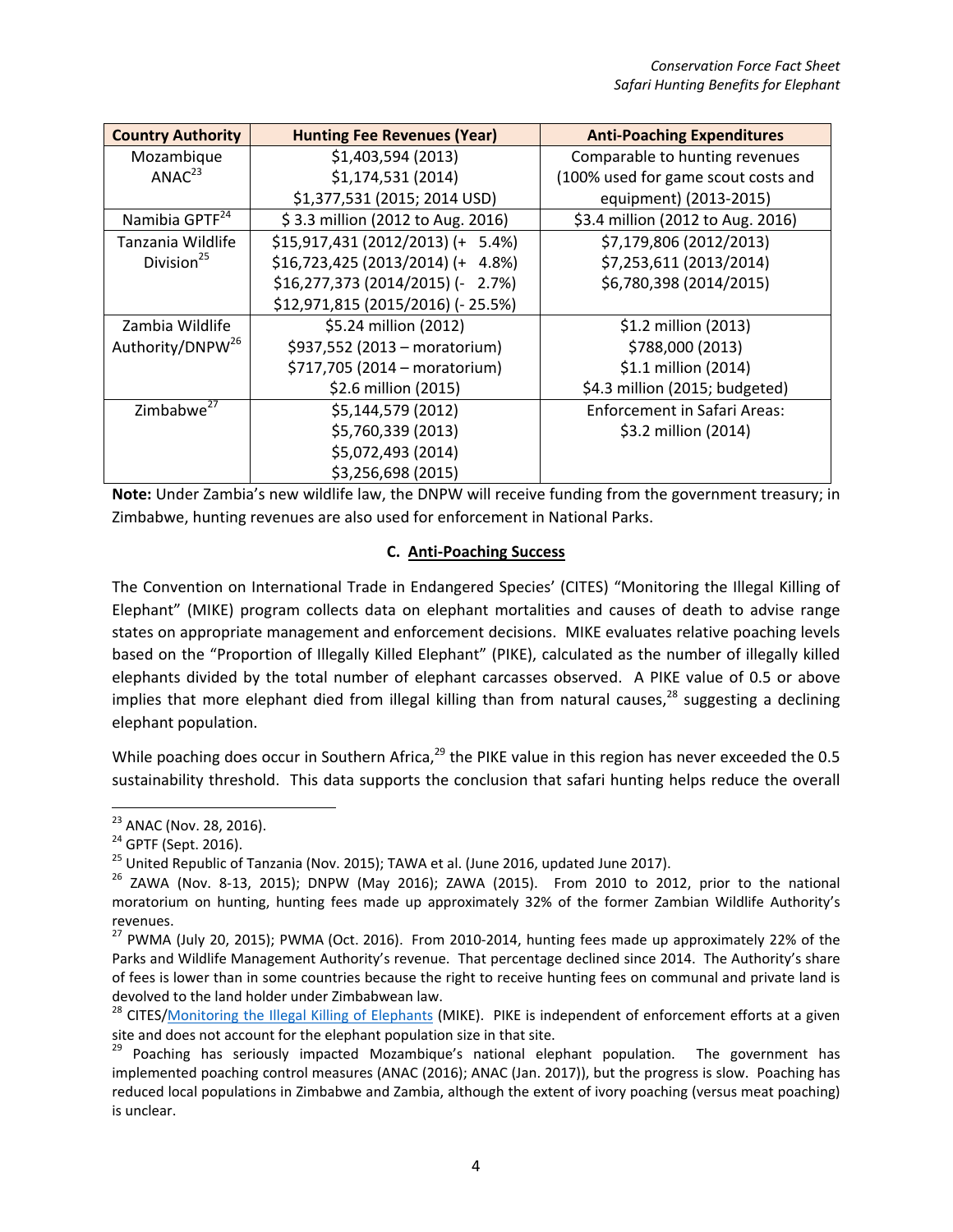| Country Authority | Hunting Fee Revenues (Year) | Anti-Poaching Expenditures |
|---|---|---|
| Mozambique ANAC[23] | $1,403,594 (2013)<br>$1,174,531 (2014)<br>$1,377,531 (2015; 2014 USD) | Comparable to hunting revenues (100% used for game scout costs and equipment) (2013-2015) |
| Namibia GPTF[24] | $ 3.3 million (2012 to Aug. 2016) | $3.4 million (2012 to Aug. 2016) |
| Tanzania Wildlife Division[25] | $15,917,431 (2012/2013) (+ 5.4%)<br>$16,723,425 (2013/2014) (+ 4.8%)<br>$16,277,373 (2014/2015) (- 2.7%)<br>$12,971,815 (2015/2016) (- 25.5%) | $7,179,806 (2012/2013)<br>$7,253,611 (2013/2014)<br>$6,780,398 (2014/2015) |
| Zambia Wildlife Authority/DNPW[26] | $5.24 million (2012)<br>$937,552 (2013 – moratorium)<br>$717,705 (2014 – moratorium)<br>$2.6 million (2015) | $1.2 million (2013)<br>$788,000 (2013)<br>$1.1 million (2014)<br>$4.3 million (2015; budgeted) |
| Zimbabwe[27] | $5,144,579 (2012)<br>$5,760,339 (2013)<br>$5,072,493 (2014)<br>$3,256,698 (2015) | Enforcement in Safari Areas:<br>$3.2 million (2014) |

**Note:** Under Zambia's new wildlife law, the DNPW will receive funding from the government treasury; in Zimbabwe, hunting revenues are also used for enforcement in National Parks.

### C. Anti-Poaching Success

The Convention on International Trade in Endangered Species' (CITES) "Monitoring the Illegal Killing of Elephant" (MIKE) program collects data on elephant mortalities and causes of death to advise range states on appropriate management and enforcement decisions. MIKE evaluates relative poaching levels based on the "Proportion of Illegally Killed Elephant" (PIKE), calculated as the number of illegally killed elephants divided by the total number of elephant carcasses observed. A PIKE value of 0.5 or above implies that more elephant died from illegal killing than from natural causes,[28] suggesting a declining elephant population.

While poaching does occur in Southern Africa,[29] the PIKE value in this region has never exceeded the 0.5 sustainability threshold. This data supports the conclusion that safari hunting helps reduce the overall

---

[23] ANAC (Nov. 28, 2016).

[24] GPTF (Sept. 2016).

[25] United Republic of Tanzania (Nov. 2015); TAWA et al. (June 2016, updated June 2017).

[26] ZAWA (Nov. 8-13, 2015); DNPW (May 2016); ZAWA (2015). From 2010 to 2012, prior to the national moratorium on hunting, hunting fees made up approximately 32% of the former Zambian Wildlife Authority's revenues.

[27] PWMA (July 20, 2015); PWMA (Oct. 2016). From 2010-2014, hunting fees made up approximately 22% of the Parks and Wildlife Management Authority's revenue. That percentage declined since 2014. The Authority's share of fees is lower than in some countries because the right to receive hunting fees on communal and private land is devolved to the land holder under Zimbabwean law.

[28] CITES/Monitoring the Illegal Killing of Elephants (MIKE). PIKE is independent of enforcement efforts at a given site and does not account for the elephant population size in that site.

[29] Poaching has seriously impacted Mozambique's national elephant population. The government has implemented poaching control measures (ANAC (2016); ANAC (Jan. 2017)), but the progress is slow. Poaching has reduced local populations in Zimbabwe and Zambia, although the extent of ivory poaching (versus meat poaching) is unclear.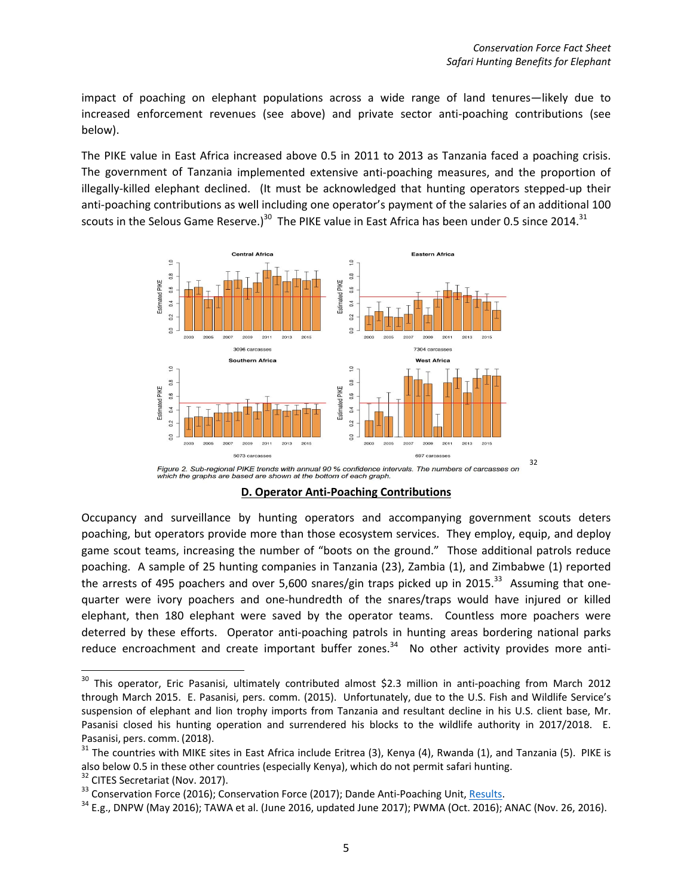impact of poaching on elephant populations across a wide range of land tenures—likely due to increased enforcement revenues (see above) and private sector anti-poaching contributions (see below).

The PIKE value in East Africa increased above 0.5 in 2011 to 2013 as Tanzania faced a poaching crisis. The government of Tanzania implemented extensive anti-poaching measures, and the proportion of illegally-killed elephant declined. (It must be acknowledged that hunting operators stepped-up their anti-poaching contributions as well including one operator's payment of the salaries of an additional 100 scouts in the Selous Game Reserve.)[30] The PIKE value in East Africa has been under 0.5 since 2014.[31]

*Figure 2. Sub-regional PIKE trends with annual 90 % confidence intervals. The numbers of carcasses on which the graphs are based are shown at the bottom of each graph.*[32]

## D. Operator Anti-Poaching Contributions

Occupancy and surveillance by hunting operators and accompanying government scouts deters poaching, but operators provide more than those ecosystem services. They employ, equip, and deploy game scout teams, increasing the number of "boots on the ground." Those additional patrols reduce poaching. A sample of 25 hunting companies in Tanzania (23), Zambia (1), and Zimbabwe (1) reported the arrests of 495 poachers and over 5,600 snares/gin traps picked up in 2015.[33] Assuming that one-quarter were ivory poachers and one-hundredth of the snares/traps would have injured or killed elephant, then 180 elephant were saved by the operator teams. Countless more poachers were deterred by these efforts. Operator anti-poaching patrols in hunting areas bordering national parks reduce encroachment and create important buffer zones.[34] No other activity provides more anti-

---

[30] This operator, Eric Pasanisi, ultimately contributed almost $2.3 million in anti-poaching from March 2012 through March 2015. E. Pasanisi, pers. comm. (2015). Unfortunately, due to the U.S. Fish and Wildlife Service's suspension of elephant and lion trophy imports from Tanzania and resultant decline in his U.S. client base, Mr. Pasanisi closed his hunting operation and surrendered his blocks to the wildlife authority in 2017/2018. E. Pasanisi, pers. comm. (2018).

[31] The countries with MIKE sites in East Africa include Eritrea (3), Kenya (4), Rwanda (1), and Tanzania (5). PIKE is also below 0.5 in these other countries (especially Kenya), which do not permit safari hunting.

[32] CITES Secretariat (Nov. 2017).

[33] Conservation Force (2016); Conservation Force (2017); Dande Anti-Poaching Unit, Results.

[34] E.g., DNPW (May 2016); TAWA et al. (June 2016, updated June 2017); PWMA (Oct. 2016); ANAC (Nov. 26, 2016).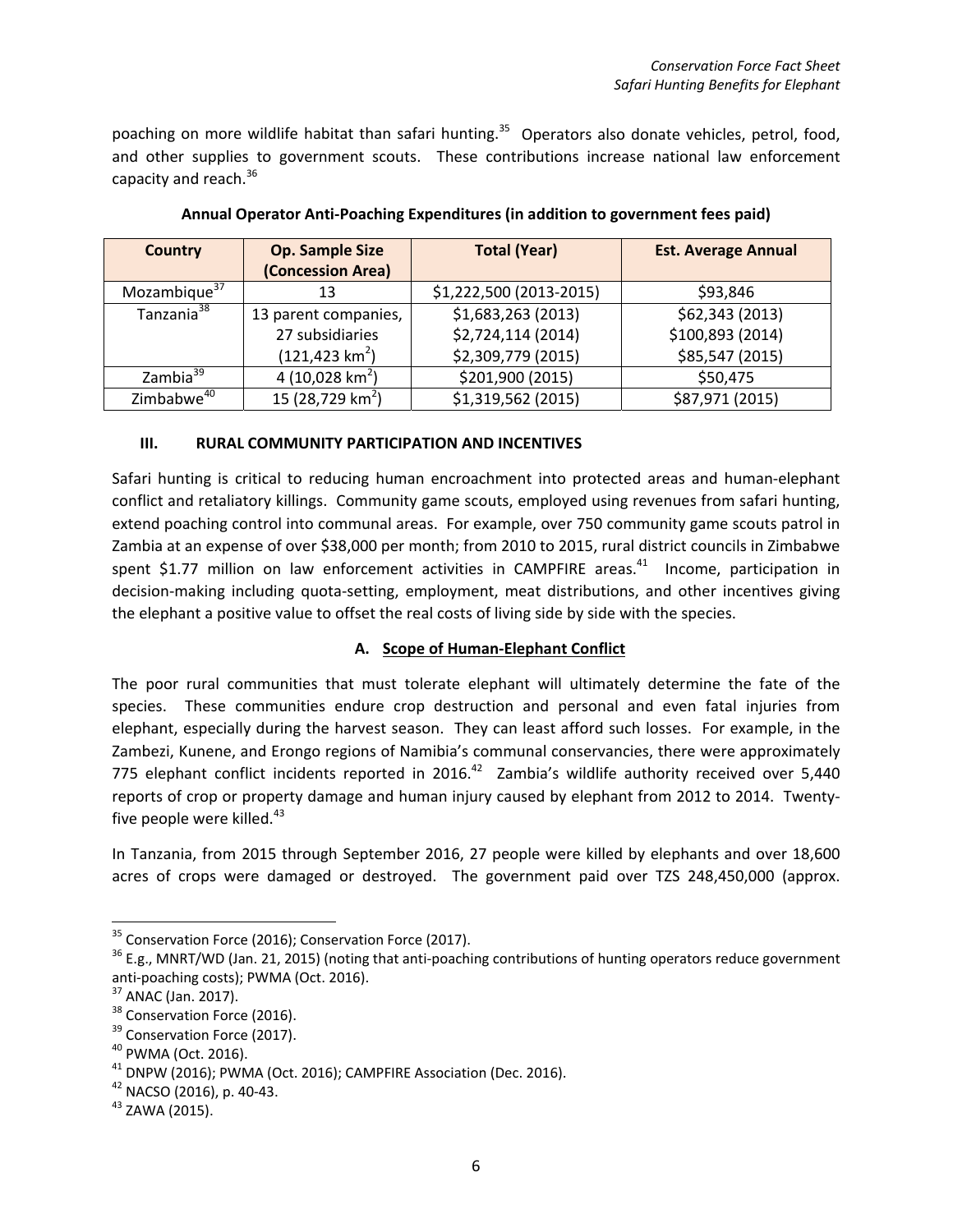poaching on more wildlife habitat than safari hunting.[35] Operators also donate vehicles, petrol, food, and other supplies to government scouts. These contributions increase national law enforcement capacity and reach.[36]

**Annual Operator Anti-Poaching Expenditures (in addition to government fees paid)**

| Country | Op. Sample Size (Concession Area) | Total (Year) | Est. Average Annual |
|---|---|---|---|
| Mozambique[37] | 13 | $1,222,500 (2013-2015) | $93,846 |
| Tanzania[38] | 13 parent companies, 27 subsidiaries (121,423 km$^2$) | $1,683,263 (2013)<br>$2,724,114 (2014)<br>$2,309,779 (2015) | $62,343 (2013)<br>$100,893 (2014)<br>$85,547 (2015) |
| Zambia[39] | 4 (10,028 km$^2$) | $201,900 (2015) | $50,475 |
| Zimbabwe[40] | 15 (28,729 km$^2$) | $1,319,562 (2015) | $87,971 (2015) |

### III. RURAL COMMUNITY PARTICIPATION AND INCENTIVES

Safari hunting is critical to reducing human encroachment into protected areas and human-elephant conflict and retaliatory killings. Community game scouts, employed using revenues from safari hunting, extend poaching control into communal areas. For example, over 750 community game scouts patrol in Zambia at an expense of over $38,000 per month; from 2010 to 2015, rural district councils in Zimbabwe spent $1.77 million on law enforcement activities in CAMPFIRE areas.[41] Income, participation in decision-making including quota-setting, employment, meat distributions, and other incentives giving the elephant a positive value to offset the real costs of living side by side with the species.

#### A. Scope of Human-Elephant Conflict

The poor rural communities that must tolerate elephant will ultimately determine the fate of the species. These communities endure crop destruction and personal and even fatal injuries from elephant, especially during the harvest season. They can least afford such losses. For example, in the Zambezi, Kunene, and Erongo regions of Namibia's communal conservancies, there were approximately 775 elephant conflict incidents reported in 2016.[42] Zambia's wildlife authority received over 5,440 reports of crop or property damage and human injury caused by elephant from 2012 to 2014. Twenty-five people were killed.[43]

In Tanzania, from 2015 through September 2016, 27 people were killed by elephants and over 18,600 acres of crops were damaged or destroyed. The government paid over TZS 248,450,000 (approx.

---

[35] Conservation Force (2016); Conservation Force (2017).

[36] E.g., MNRT/WD (Jan. 21, 2015) (noting that anti-poaching contributions of hunting operators reduce government anti-poaching costs); PWMA (Oct. 2016).

[37] ANAC (Jan. 2017).

[38] Conservation Force (2016).

[39] Conservation Force (2017).

[40] PWMA (Oct. 2016).

[41] DNPW (2016); PWMA (Oct. 2016); CAMPFIRE Association (Dec. 2016).

[42] NACSO (2016), p. 40-43.

[43] ZAWA (2015).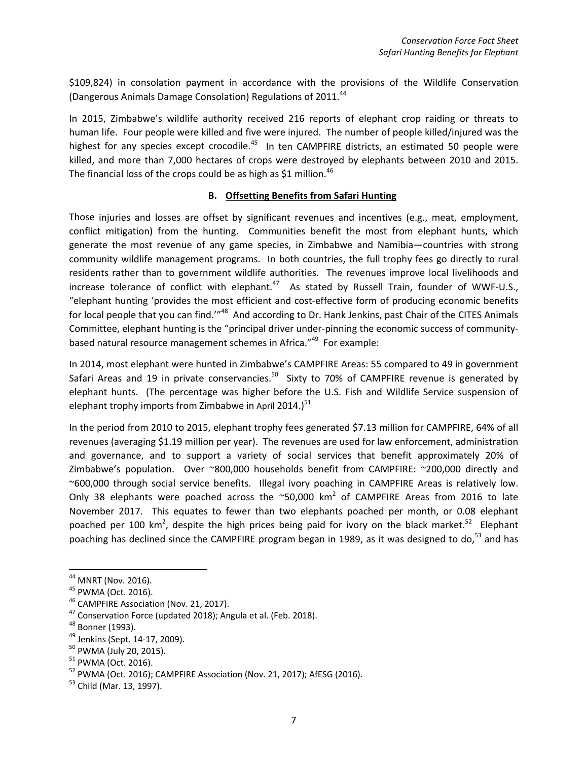$109,824) in consolation payment in accordance with the provisions of the Wildlife Conservation (Dangerous Animals Damage Consolation) Regulations of 2011.[44]

In 2015, Zimbabwe's wildlife authority received 216 reports of elephant crop raiding or threats to human life. Four people were killed and five were injured. The number of people killed/injured was the highest for any species except crocodile.[45] In ten CAMPFIRE districts, an estimated 50 people were killed, and more than 7,000 hectares of crops were destroyed by elephants between 2010 and 2015. The financial loss of the crops could be as high as $1 million.[46]

### B. Offsetting Benefits from Safari Hunting

Those injuries and losses are offset by significant revenues and incentives (e.g., meat, employment, conflict mitigation) from the hunting. Communities benefit the most from elephant hunts, which generate the most revenue of any game species, in Zimbabwe and Namibia—countries with strong community wildlife management programs. In both countries, the full trophy fees go directly to rural residents rather than to government wildlife authorities. The revenues improve local livelihoods and increase tolerance of conflict with elephant.[47] As stated by Russell Train, founder of WWF-U.S., "elephant hunting 'provides the most efficient and cost-effective form of producing economic benefits for local people that you can find.'"[48] And according to Dr. Hank Jenkins, past Chair of the CITES Animals Committee, elephant hunting is the "principal driver under-pinning the economic success of community-based natural resource management schemes in Africa."[49] For example:

In 2014, most elephant were hunted in Zimbabwe's CAMPFIRE Areas: 55 compared to 49 in government Safari Areas and 19 in private conservancies.[50] Sixty to 70% of CAMPFIRE revenue is generated by elephant hunts. (The percentage was higher before the U.S. Fish and Wildlife Service suspension of elephant trophy imports from Zimbabwe in April 2014.)[51]

In the period from 2010 to 2015, elephant trophy fees generated $7.13 million for CAMPFIRE, 64% of all revenues (averaging $1.19 million per year). The revenues are used for law enforcement, administration and governance, and to support a variety of social services that benefit approximately 20% of Zimbabwe's population. Over ~800,000 households benefit from CAMPFIRE: ~200,000 directly and ~600,000 through social service benefits. Illegal ivory poaching in CAMPFIRE Areas is relatively low. Only 38 elephants were poached across the ~50,000 km$^2$ of CAMPFIRE Areas from 2016 to late November 2017. This equates to fewer than two elephants poached per month, or 0.08 elephant poached per 100 km$^2$, despite the high prices being paid for ivory on the black market.[52] Elephant poaching has declined since the CAMPFIRE program began in 1989, as it was designed to do,[53] and has

---

[44] MNRT (Nov. 2016).
[45] PWMA (Oct. 2016).
[46] CAMPFIRE Association (Nov. 21, 2017).
[47] Conservation Force (updated 2018); Angula et al. (Feb. 2018).
[48] Bonner (1993).
[49] Jenkins (Sept. 14-17, 2009).
[50] PWMA (July 20, 2015).
[51] PWMA (Oct. 2016).
[52] PWMA (Oct. 2016); CAMPFIRE Association (Nov. 21, 2017); AfESG (2016).
[53] Child (Mar. 13, 1997).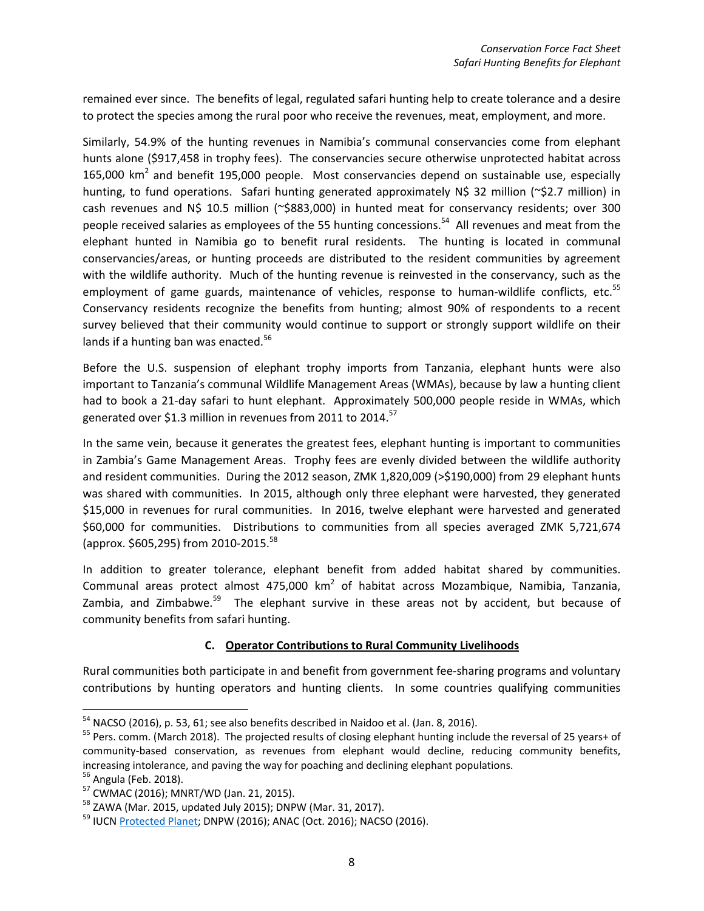remained ever since. The benefits of legal, regulated safari hunting help to create tolerance and a desire to protect the species among the rural poor who receive the revenues, meat, employment, and more.

Similarly, 54.9% of the hunting revenues in Namibia's communal conservancies come from elephant hunts alone ($917,458 in trophy fees). The conservancies secure otherwise unprotected habitat across 165,000 km$^2$ and benefit 195,000 people. Most conservancies depend on sustainable use, especially hunting, to fund operations. Safari hunting generated approximately N$ 32 million (~$2.7 million) in cash revenues and N$ 10.5 million (~$883,000) in hunted meat for conservancy residents; over 300 people received salaries as employees of the 55 hunting concessions.[54] All revenues and meat from the elephant hunted in Namibia go to benefit rural residents. The hunting is located in communal conservancies/areas, or hunting proceeds are distributed to the resident communities by agreement with the wildlife authority. Much of the hunting revenue is reinvested in the conservancy, such as the employment of game guards, maintenance of vehicles, response to human-wildlife conflicts, etc.[55] Conservancy residents recognize the benefits from hunting; almost 90% of respondents to a recent survey believed that their community would continue to support or strongly support wildlife on their lands if a hunting ban was enacted.[56]

Before the U.S. suspension of elephant trophy imports from Tanzania, elephant hunts were also important to Tanzania's communal Wildlife Management Areas (WMAs), because by law a hunting client had to book a 21-day safari to hunt elephant. Approximately 500,000 people reside in WMAs, which generated over $1.3 million in revenues from 2011 to 2014.[57]

In the same vein, because it generates the greatest fees, elephant hunting is important to communities in Zambia's Game Management Areas. Trophy fees are evenly divided between the wildlife authority and resident communities. During the 2012 season, ZMK 1,820,009 (>$190,000) from 29 elephant hunts was shared with communities. In 2015, although only three elephant were harvested, they generated $15,000 in revenues for rural communities. In 2016, twelve elephant were harvested and generated $60,000 for communities. Distributions to communities from all species averaged ZMK 5,721,674 (approx. $605,295) from 2010-2015.[58]

In addition to greater tolerance, elephant benefit from added habitat shared by communities. Communal areas protect almost 475,000 km$^2$ of habitat across Mozambique, Namibia, Tanzania, Zambia, and Zimbabwe.[59] The elephant survive in these areas not by accident, but because of community benefits from safari hunting.

### C. Operator Contributions to Rural Community Livelihoods

Rural communities both participate in and benefit from government fee-sharing programs and voluntary contributions by hunting operators and hunting clients. In some countries qualifying communities

---

[54] NACSO (2016), p. 53, 61; see also benefits described in Naidoo et al. (Jan. 8, 2016).

[55] Pers. comm. (March 2018). The projected results of closing elephant hunting include the reversal of 25 years+ of community-based conservation, as revenues from elephant would decline, reducing community benefits, increasing intolerance, and paving the way for poaching and declining elephant populations.

[56] Angula (Feb. 2018).

[57] CWMAC (2016); MNRT/WD (Jan. 21, 2015).

[58] ZAWA (Mar. 2015, updated July 2015); DNPW (Mar. 31, 2017).

[59] IUCN Protected Planet; DNPW (2016); ANAC (Oct. 2016); NACSO (2016).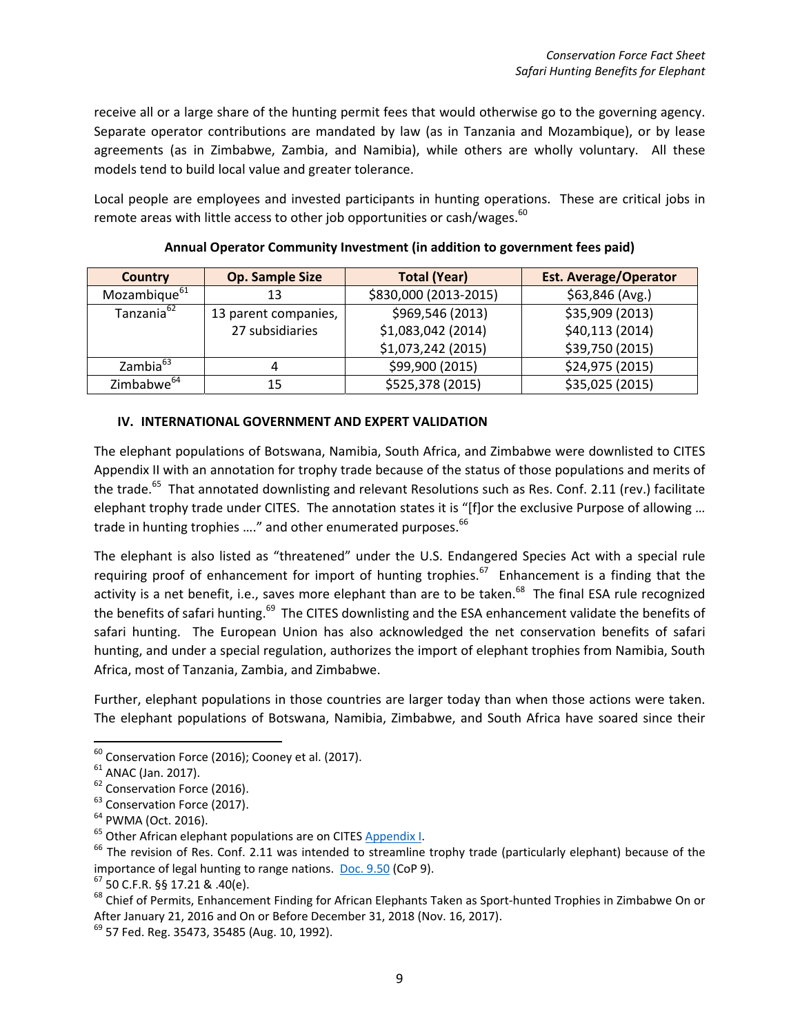receive all or a large share of the hunting permit fees that would otherwise go to the governing agency. Separate operator contributions are mandated by law (as in Tanzania and Mozambique), or by lease agreements (as in Zimbabwe, Zambia, and Namibia), while others are wholly voluntary. All these models tend to build local value and greater tolerance.

Local people are employees and invested participants in hunting operations. These are critical jobs in remote areas with little access to other job opportunities or cash/wages.[60]

**Annual Operator Community Investment (in addition to government fees paid)**

| Country | Op. Sample Size | Total (Year) | Est. Average/Operator |
|---|---|---|---|
| Mozambique[61] | 13 | $830,000 (2013-2015) | $63,846 (Avg.) |
| Tanzania[62] | 13 parent companies, 27 subsidiaries | $969,546 (2013)<br>$1,083,042 (2014)<br>$1,073,242 (2015) | $35,909 (2013)<br>$40,113 (2014)<br>$39,750 (2015) |
| Zambia[63] | 4 | $99,900 (2015) | $24,975 (2015) |
| Zimbabwe[64] | 15 | $525,378 (2015) | $35,025 (2015) |

## IV. INTERNATIONAL GOVERNMENT AND EXPERT VALIDATION

The elephant populations of Botswana, Namibia, South Africa, and Zimbabwe were downlisted to CITES Appendix II with an annotation for trophy trade because of the status of those populations and merits of the trade.[65] That annotated downlisting and relevant Resolutions such as Res. Conf. 2.11 (rev.) facilitate elephant trophy trade under CITES. The annotation states it is "[f]or the exclusive Purpose of allowing … trade in hunting trophies …." and other enumerated purposes.[66]

The elephant is also listed as "threatened" under the U.S. Endangered Species Act with a special rule requiring proof of enhancement for import of hunting trophies.[67] Enhancement is a finding that the activity is a net benefit, i.e., saves more elephant than are to be taken.[68] The final ESA rule recognized the benefits of safari hunting.[69] The CITES downlisting and the ESA enhancement validate the benefits of safari hunting. The European Union has also acknowledged the net conservation benefits of safari hunting, and under a special regulation, authorizes the import of elephant trophies from Namibia, South Africa, most of Tanzania, Zambia, and Zimbabwe.

Further, elephant populations in those countries are larger today than when those actions were taken. The elephant populations of Botswana, Namibia, Zimbabwe, and South Africa have soared since their

---

[60] Conservation Force (2016); Cooney et al. (2017).

[61] ANAC (Jan. 2017).

[62] Conservation Force (2016).

[63] Conservation Force (2017).

[64] PWMA (Oct. 2016).

[65] Other African elephant populations are on CITES Appendix I.

[66] The revision of Res. Conf. 2.11 was intended to streamline trophy trade (particularly elephant) because of the importance of legal hunting to range nations. Doc. 9.50 (CoP 9).

[67] 50 C.F.R. §§ 17.21 & .40(e).

[68] Chief of Permits, Enhancement Finding for African Elephants Taken as Sport-hunted Trophies in Zimbabwe On or After January 21, 2016 and On or Before December 31, 2018 (Nov. 16, 2017).

[69] 57 Fed. Reg. 35473, 35485 (Aug. 10, 1992).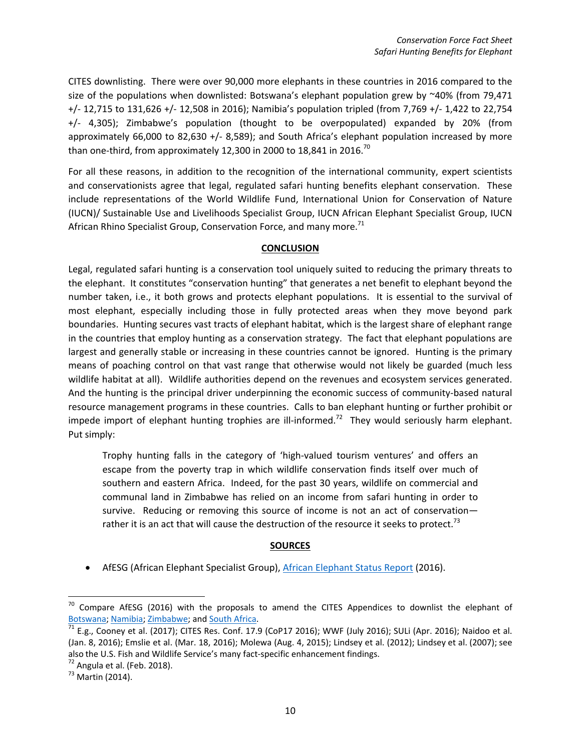CITES downlisting. There were over 90,000 more elephants in these countries in 2016 compared to the size of the populations when downlisted: Botswana's elephant population grew by ~40% (from 79,471 +/- 12,715 to 131,626 +/- 12,508 in 2016); Namibia's population tripled (from 7,769 +/- 1,422 to 22,754 +/- 4,305); Zimbabwe's population (thought to be overpopulated) expanded by 20% (from approximately 66,000 to 82,630 +/- 8,589); and South Africa's elephant population increased by more than one-third, from approximately 12,300 in 2000 to 18,841 in 2016.[70]

For all these reasons, in addition to the recognition of the international community, expert scientists and conservationists agree that legal, regulated safari hunting benefits elephant conservation. These include representations of the World Wildlife Fund, International Union for Conservation of Nature (IUCN)/ Sustainable Use and Livelihoods Specialist Group, IUCN African Elephant Specialist Group, IUCN African Rhino Specialist Group, Conservation Force, and many more.[71]

## CONCLUSION

Legal, regulated safari hunting is a conservation tool uniquely suited to reducing the primary threats to the elephant. It constitutes "conservation hunting" that generates a net benefit to elephant beyond the number taken, i.e., it both grows and protects elephant populations. It is essential to the survival of most elephant, especially including those in fully protected areas when they move beyond park boundaries. Hunting secures vast tracts of elephant habitat, which is the largest share of elephant range in the countries that employ hunting as a conservation strategy. The fact that elephant populations are largest and generally stable or increasing in these countries cannot be ignored. Hunting is the primary means of poaching control on that vast range that otherwise would not likely be guarded (much less wildlife habitat at all). Wildlife authorities depend on the revenues and ecosystem services generated. And the hunting is the principal driver underpinning the economic success of community-based natural resource management programs in these countries. Calls to ban elephant hunting or further prohibit or impede import of elephant hunting trophies are ill-informed.[72] They would seriously harm elephant. Put simply:

> Trophy hunting falls in the category of 'high-valued tourism ventures' and offers an escape from the poverty trap in which wildlife conservation finds itself over much of southern and eastern Africa. Indeed, for the past 30 years, wildlife on commercial and communal land in Zimbabwe has relied on an income from safari hunting in order to survive. Reducing or removing this source of income is not an act of conservation—rather it is an act that will cause the destruction of the resource it seeks to protect.[73]

## SOURCES

- AfESG (African Elephant Specialist Group), African Elephant Status Report (2016).

---

[70] Compare AfESG (2016) with the proposals to amend the CITES Appendices to downlist the elephant of Botswana; Namibia; Zimbabwe; and South Africa.

[71] E.g., Cooney et al. (2017); CITES Res. Conf. 17.9 (CoP17 2016); WWF (July 2016); SULi (Apr. 2016); Naidoo et al. (Jan. 8, 2016); Emslie et al. (Mar. 18, 2016); Molewa (Aug. 4, 2015); Lindsey et al. (2012); Lindsey et al. (2007); see also the U.S. Fish and Wildlife Service's many fact-specific enhancement findings.

[72] Angula et al. (Feb. 2018).

[73] Martin (2014).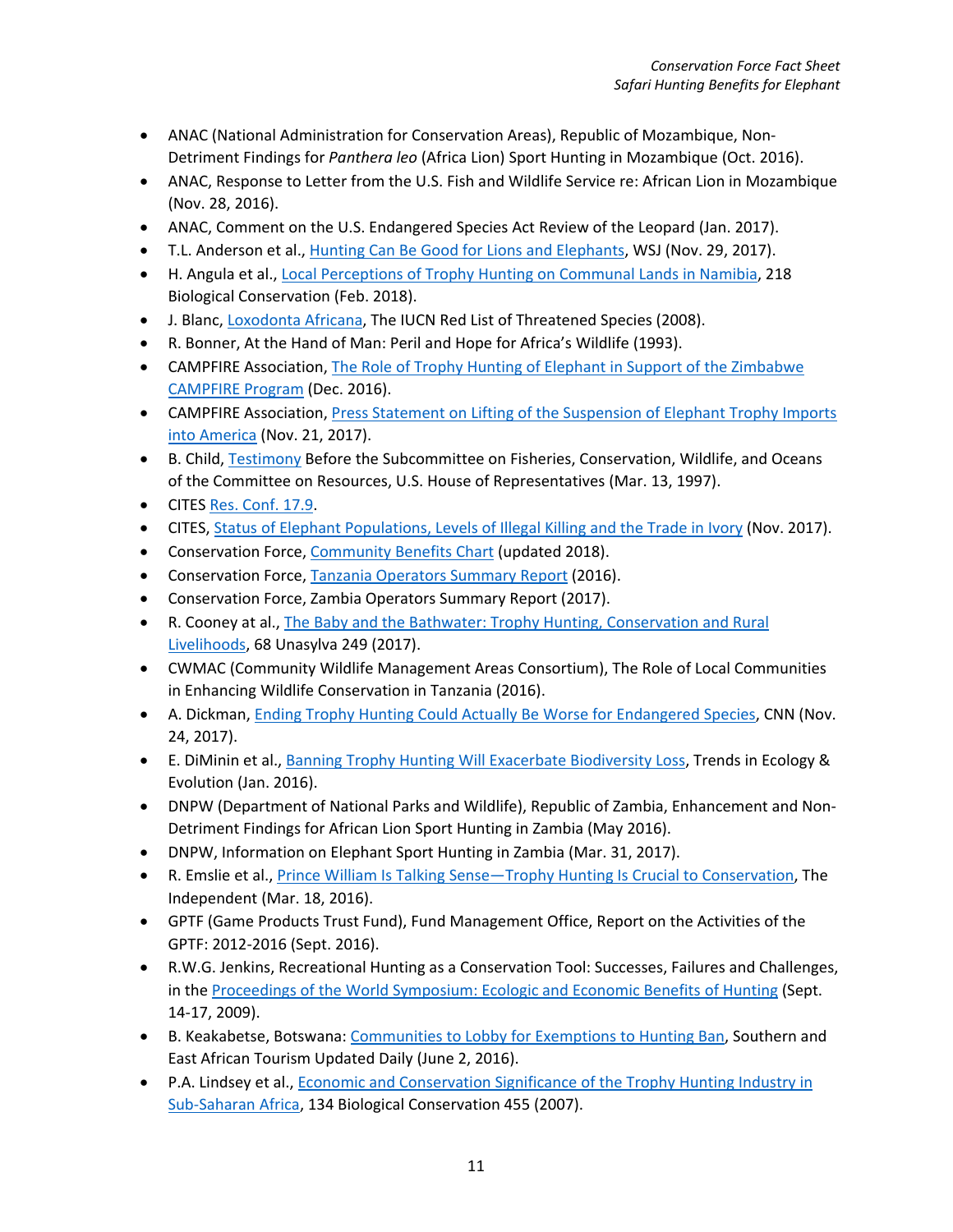- ANAC (National Administration for Conservation Areas), Republic of Mozambique, Non-Detriment Findings for *Panthera leo* (Africa Lion) Sport Hunting in Mozambique (Oct. 2016).
- ANAC, Response to Letter from the U.S. Fish and Wildlife Service re: African Lion in Mozambique (Nov. 28, 2016).
- ANAC, Comment on the U.S. Endangered Species Act Review of the Leopard (Jan. 2017).
- T.L. Anderson et al., Hunting Can Be Good for Lions and Elephants, WSJ (Nov. 29, 2017).
- H. Angula et al., Local Perceptions of Trophy Hunting on Communal Lands in Namibia, 218 Biological Conservation (Feb. 2018).
- J. Blanc, Loxodonta Africana, The IUCN Red List of Threatened Species (2008).
- R. Bonner, At the Hand of Man: Peril and Hope for Africa's Wildlife (1993).
- CAMPFIRE Association, The Role of Trophy Hunting of Elephant in Support of the Zimbabwe CAMPFIRE Program (Dec. 2016).
- CAMPFIRE Association, Press Statement on Lifting of the Suspension of Elephant Trophy Imports into America (Nov. 21, 2017).
- B. Child, Testimony Before the Subcommittee on Fisheries, Conservation, Wildlife, and Oceans of the Committee on Resources, U.S. House of Representatives (Mar. 13, 1997).
- CITES Res. Conf. 17.9.
- CITES, Status of Elephant Populations, Levels of Illegal Killing and the Trade in Ivory (Nov. 2017).
- Conservation Force, Community Benefits Chart (updated 2018).
- Conservation Force, Tanzania Operators Summary Report (2016).
- Conservation Force, Zambia Operators Summary Report (2017).
- R. Cooney at al., The Baby and the Bathwater: Trophy Hunting, Conservation and Rural Livelihoods, 68 Unasylva 249 (2017).
- CWMAC (Community Wildlife Management Areas Consortium), The Role of Local Communities in Enhancing Wildlife Conservation in Tanzania (2016).
- A. Dickman, Ending Trophy Hunting Could Actually Be Worse for Endangered Species, CNN (Nov. 24, 2017).
- E. DiMinin et al., Banning Trophy Hunting Will Exacerbate Biodiversity Loss, Trends in Ecology & Evolution (Jan. 2016).
- DNPW (Department of National Parks and Wildlife), Republic of Zambia, Enhancement and Non-Detriment Findings for African Lion Sport Hunting in Zambia (May 2016).
- DNPW, Information on Elephant Sport Hunting in Zambia (Mar. 31, 2017).
- R. Emslie et al., Prince William Is Talking Sense—Trophy Hunting Is Crucial to Conservation, The Independent (Mar. 18, 2016).
- GPTF (Game Products Trust Fund), Fund Management Office, Report on the Activities of the GPTF: 2012-2016 (Sept. 2016).
- R.W.G. Jenkins, Recreational Hunting as a Conservation Tool: Successes, Failures and Challenges, in the Proceedings of the World Symposium: Ecologic and Economic Benefits of Hunting (Sept. 14-17, 2009).
- B. Keakabetse, Botswana: Communities to Lobby for Exemptions to Hunting Ban, Southern and East African Tourism Updated Daily (June 2, 2016).
- P.A. Lindsey et al., Economic and Conservation Significance of the Trophy Hunting Industry in Sub-Saharan Africa, 134 Biological Conservation 455 (2007).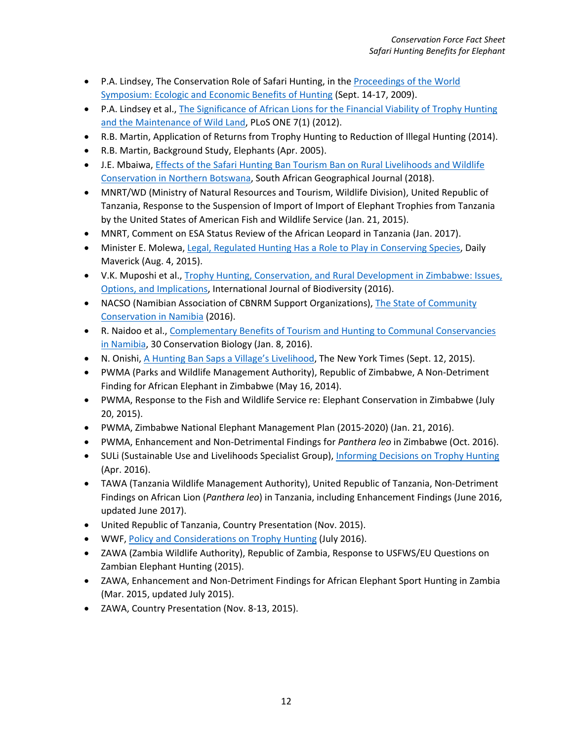- P.A. Lindsey, The Conservation Role of Safari Hunting, in the Proceedings of the World Symposium: Ecologic and Economic Benefits of Hunting (Sept. 14-17, 2009).
- P.A. Lindsey et al., The Significance of African Lions for the Financial Viability of Trophy Hunting and the Maintenance of Wild Land, PLoS ONE 7(1) (2012).
- R.B. Martin, Application of Returns from Trophy Hunting to Reduction of Illegal Hunting (2014).
- R.B. Martin, Background Study, Elephants (Apr. 2005).
- J.E. Mbaiwa, Effects of the Safari Hunting Ban Tourism Ban on Rural Livelihoods and Wildlife Conservation in Northern Botswana, South African Geographical Journal (2018).
- MNRT/WD (Ministry of Natural Resources and Tourism, Wildlife Division), United Republic of Tanzania, Response to the Suspension of Import of Import of Elephant Trophies from Tanzania by the United States of American Fish and Wildlife Service (Jan. 21, 2015).
- MNRT, Comment on ESA Status Review of the African Leopard in Tanzania (Jan. 2017).
- Minister E. Molewa, Legal, Regulated Hunting Has a Role to Play in Conserving Species, Daily Maverick (Aug. 4, 2015).
- V.K. Muposhi et al., Trophy Hunting, Conservation, and Rural Development in Zimbabwe: Issues, Options, and Implications, International Journal of Biodiversity (2016).
- NACSO (Namibian Association of CBNRM Support Organizations), The State of Community Conservation in Namibia (2016).
- R. Naidoo et al., Complementary Benefits of Tourism and Hunting to Communal Conservancies in Namibia, 30 Conservation Biology (Jan. 8, 2016).
- N. Onishi, A Hunting Ban Saps a Village's Livelihood, The New York Times (Sept. 12, 2015).
- PWMA (Parks and Wildlife Management Authority), Republic of Zimbabwe, A Non-Detriment Finding for African Elephant in Zimbabwe (May 16, 2014).
- PWMA, Response to the Fish and Wildlife Service re: Elephant Conservation in Zimbabwe (July 20, 2015).
- PWMA, Zimbabwe National Elephant Management Plan (2015-2020) (Jan. 21, 2016).
- PWMA, Enhancement and Non-Detrimental Findings for *Panthera leo* in Zimbabwe (Oct. 2016).
- SULi (Sustainable Use and Livelihoods Specialist Group), Informing Decisions on Trophy Hunting (Apr. 2016).
- TAWA (Tanzania Wildlife Management Authority), United Republic of Tanzania, Non-Detriment Findings on African Lion (*Panthera leo*) in Tanzania, including Enhancement Findings (June 2016, updated June 2017).
- United Republic of Tanzania, Country Presentation (Nov. 2015).
- WWF, Policy and Considerations on Trophy Hunting (July 2016).
- ZAWA (Zambia Wildlife Authority), Republic of Zambia, Response to USFWS/EU Questions on Zambian Elephant Hunting (2015).
- ZAWA, Enhancement and Non-Detriment Findings for African Elephant Sport Hunting in Zambia (Mar. 2015, updated July 2015).
- ZAWA, Country Presentation (Nov. 8-13, 2015).